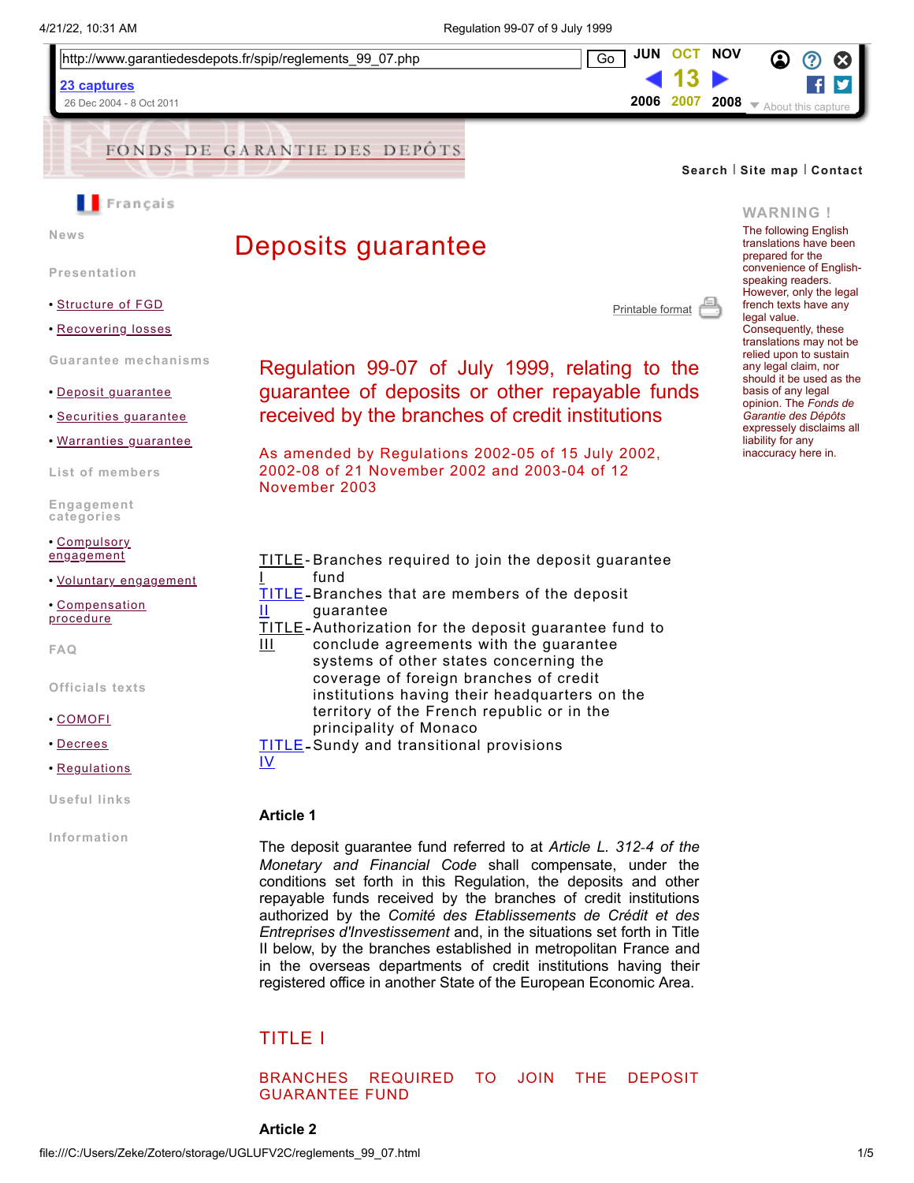# Deposits guarantee

## Regulation 99-07 of July 1999, relating to the guarantee of deposits or other repayable funds received by the branches of credit institutions

As amended by Regulations 2002-05 of 15 July 2002, 2002-08 of 21 November 2002 and 2003-04 of 12 November 2003

| | |
|---|---|
| TITLE I | Branches required to join the deposit guarantee fund |
| TITLE II | Branches that are members of the deposit guarantee |
| TITLE III | Authorization for the deposit guarantee fund to conclude agreements with the guarantee systems of other states concerning the coverage of foreign branches of credit institutions having their headquarters on the territory of the French republic or in the principality of Monaco |
| TITLE IV | Sundy and transitional provisions |

**Article 1**

The deposit guarantee fund referred to at *Article L. 312-4 of the Monetary and Financial Code* shall compensate, under the conditions set forth in this Regulation, the deposits and other repayable funds received by the branches of credit institutions authorized by the *Comité des Etablissements de Crédit et des Entreprises d'Investissement* and, in the situations set forth in Title II below, by the branches established in metropolitan France and in the overseas departments of credit institutions having their registered office in another State of the European Economic Area.

## TITLE I

### BRANCHES REQUIRED TO JOIN THE DEPOSIT GUARANTEE FUND

**Article 2**

**WARNING !**

The following English translations have been prepared for the convenience of English-speaking readers. However, only the legal french texts have any legal value. Consequently, these translations may not be relied upon to sustain any legal claim, nor should it be used as the basis of any legal opinion. The *Fonds de Garantie des Dépôts* expressely disclaims all liability for any inaccuracy here in.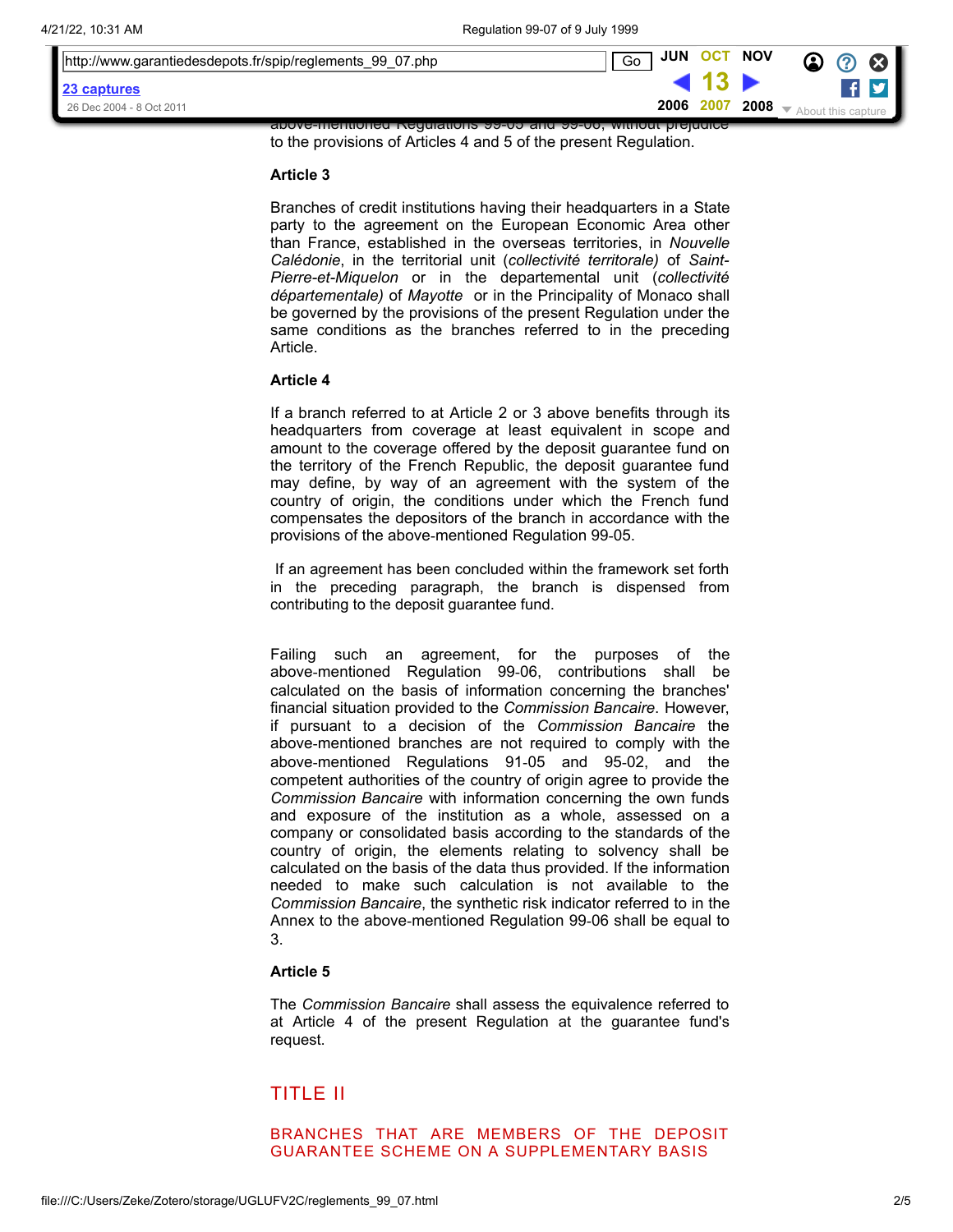above-mentioned Regulations 99-05 and 99-06, without prejudice to the provisions of Articles 4 and 5 of the present Regulation.

**Article 3**

Branches of credit institutions having their headquarters in a State party to the agreement on the European Economic Area other than France, established in the overseas territories, in *Nouvelle Calédonie*, in the territorial unit (*collectivité territorale)* of *Saint-Pierre-et-Miquelon* or in the departemental unit (*collectivité départementale)* of *Mayotte* or in the Principality of Monaco shall be governed by the provisions of the present Regulation under the same conditions as the branches referred to in the preceding Article.

**Article 4**

If a branch referred to at Article 2 or 3 above benefits through its headquarters from coverage at least equivalent in scope and amount to the coverage offered by the deposit guarantee fund on the territory of the French Republic, the deposit guarantee fund may define, by way of an agreement with the system of the country of origin, the conditions under which the French fund compensates the depositors of the branch in accordance with the provisions of the above-mentioned Regulation 99-05.

If an agreement has been concluded within the framework set forth in the preceding paragraph, the branch is dispensed from contributing to the deposit guarantee fund.

Failing such an agreement, for the purposes of the above-mentioned Regulation 99-06, contributions shall be calculated on the basis of information concerning the branches' financial situation provided to the *Commission Bancaire*. However, if pursuant to a decision of the *Commission Bancaire* the above-mentioned branches are not required to comply with the above-mentioned Regulations 91-05 and 95-02, and the competent authorities of the country of origin agree to provide the *Commission Bancaire* with information concerning the own funds and exposure of the institution as a whole, assessed on a company or consolidated basis according to the standards of the country of origin, the elements relating to solvency shall be calculated on the basis of the data thus provided. If the information needed to make such calculation is not available to the *Commission Bancaire*, the synthetic risk indicator referred to in the Annex to the above-mentioned Regulation 99-06 shall be equal to 3.

**Article 5**

The *Commission Bancaire* shall assess the equivalence referred to at Article 4 of the present Regulation at the guarantee fund's request.

## TITLE II

### BRANCHES THAT ARE MEMBERS OF THE DEPOSIT GUARANTEE SCHEME ON A SUPPLEMENTARY BASIS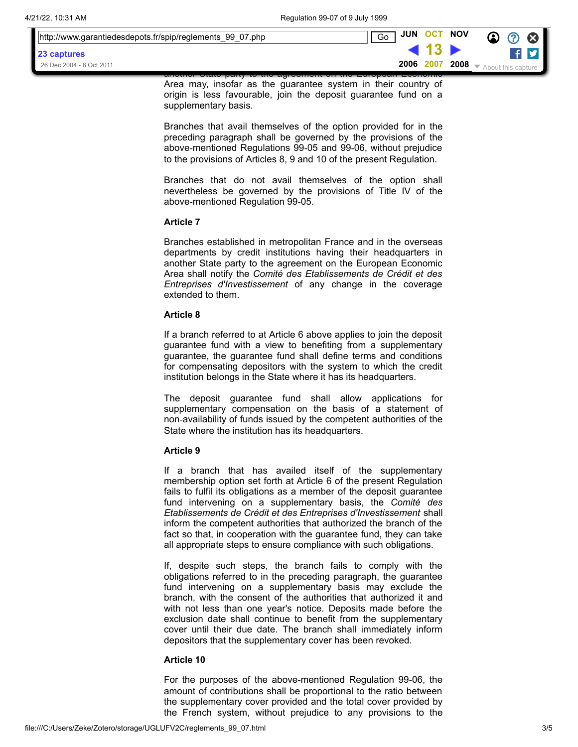Area may, insofar as the guarantee system in their country of origin is less favourable, join the deposit guarantee fund on a supplementary basis.

Branches that avail themselves of the option provided for in the preceding paragraph shall be governed by the provisions of the above-mentioned Regulations 99-05 and 99-06, without prejudice to the provisions of Articles 8, 9 and 10 of the present Regulation.

Branches that do not avail themselves of the option shall nevertheless be governed by the provisions of Title IV of the above-mentioned Regulation 99-05.

**Article 7**

Branches established in metropolitan France and in the overseas departments by credit institutions having their headquarters in another State party to the agreement on the European Economic Area shall notify the *Comité des Etablissements de Crédit et des Entreprises d'Investissement* of any change in the coverage extended to them.

**Article 8**

If a branch referred to at Article 6 above applies to join the deposit guarantee fund with a view to benefiting from a supplementary guarantee, the guarantee fund shall define terms and conditions for compensating depositors with the system to which the credit institution belongs in the State where it has its headquarters.

The deposit guarantee fund shall allow applications for supplementary compensation on the basis of a statement of non-availability of funds issued by the competent authorities of the State where the institution has its headquarters.

**Article 9**

If a branch that has availed itself of the supplementary membership option set forth at Article 6 of the present Regulation fails to fulfil its obligations as a member of the deposit guarantee fund intervening on a supplementary basis, the *Comité des Etablissements de Crédit et des Entreprises d'Investissement* shall inform the competent authorities that authorized the branch of the fact so that, in cooperation with the guarantee fund, they can take all appropriate steps to ensure compliance with such obligations.

If, despite such steps, the branch fails to comply with the obligations referred to in the preceding paragraph, the guarantee fund intervening on a supplementary basis may exclude the branch, with the consent of the authorities that authorized it and with not less than one year's notice. Deposits made before the exclusion date shall continue to benefit from the supplementary cover until their due date. The branch shall immediately inform depositors that the supplementary cover has been revoked.

**Article 10**

For the purposes of the above-mentioned Regulation 99-06, the amount of contributions shall be proportional to the ratio between the supplementary cover provided and the total cover provided by the French system, without prejudice to any provisions to the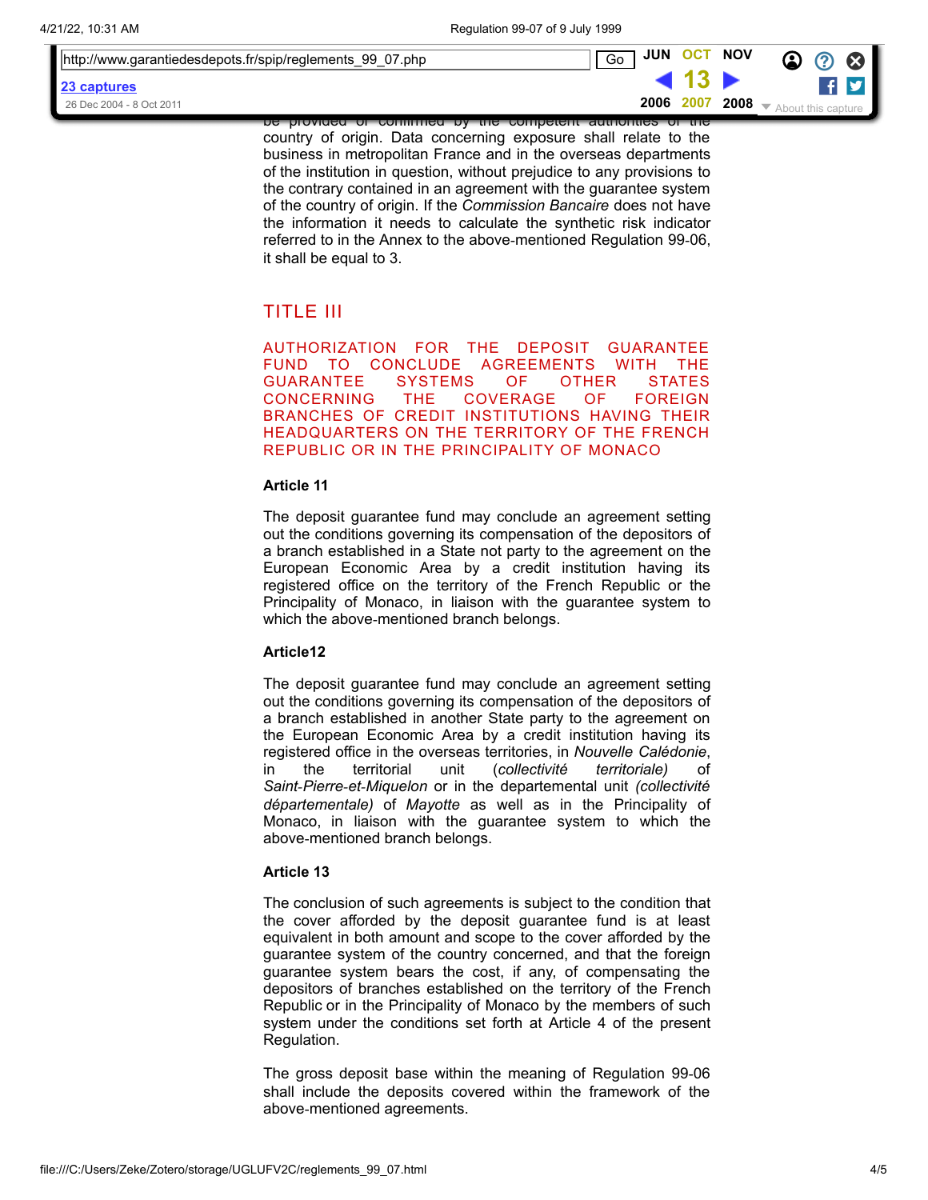be provided or confirmed by the competent authorities of the country of origin. Data concerning exposure shall relate to the business in metropolitan France and in the overseas departments of the institution in question, without prejudice to any provisions to the contrary contained in an agreement with the guarantee system of the country of origin. If the *Commission Bancaire* does not have the information it needs to calculate the synthetic risk indicator referred to in the Annex to the above-mentioned Regulation 99-06, it shall be equal to 3.

## TITLE III

### AUTHORIZATION FOR THE DEPOSIT GUARANTEE FUND TO CONCLUDE AGREEMENTS WITH THE GUARANTEE SYSTEMS OF OTHER STATES CONCERNING THE COVERAGE OF FOREIGN BRANCHES OF CREDIT INSTITUTIONS HAVING THEIR HEADQUARTERS ON THE TERRITORY OF THE FRENCH REPUBLIC OR IN THE PRINCIPALITY OF MONACO

**Article 11**

The deposit guarantee fund may conclude an agreement setting out the conditions governing its compensation of the depositors of a branch established in a State not party to the agreement on the European Economic Area by a credit institution having its registered office on the territory of the French Republic or the Principality of Monaco, in liaison with the guarantee system to which the above-mentioned branch belongs.

**Article12**

The deposit guarantee fund may conclude an agreement setting out the conditions governing its compensation of the depositors of a branch established in another State party to the agreement on the European Economic Area by a credit institution having its registered office in the overseas territories, in *Nouvelle Calédonie*, in the territorial unit (*collectivité territoriale)* of *Saint-Pierre-et-Miquelon* or in the departemental unit *(collectivité départementale)* of *Mayotte* as well as in the Principality of Monaco, in liaison with the guarantee system to which the above-mentioned branch belongs.

**Article 13**

The conclusion of such agreements is subject to the condition that the cover afforded by the deposit guarantee fund is at least equivalent in both amount and scope to the cover afforded by the guarantee system of the country concerned, and that the foreign guarantee system bears the cost, if any, of compensating the depositors of branches established on the territory of the French Republic or in the Principality of Monaco by the members of such system under the conditions set forth at Article 4 of the present Regulation.

The gross deposit base within the meaning of Regulation 99-06 shall include the deposits covered within the framework of the above-mentioned agreements.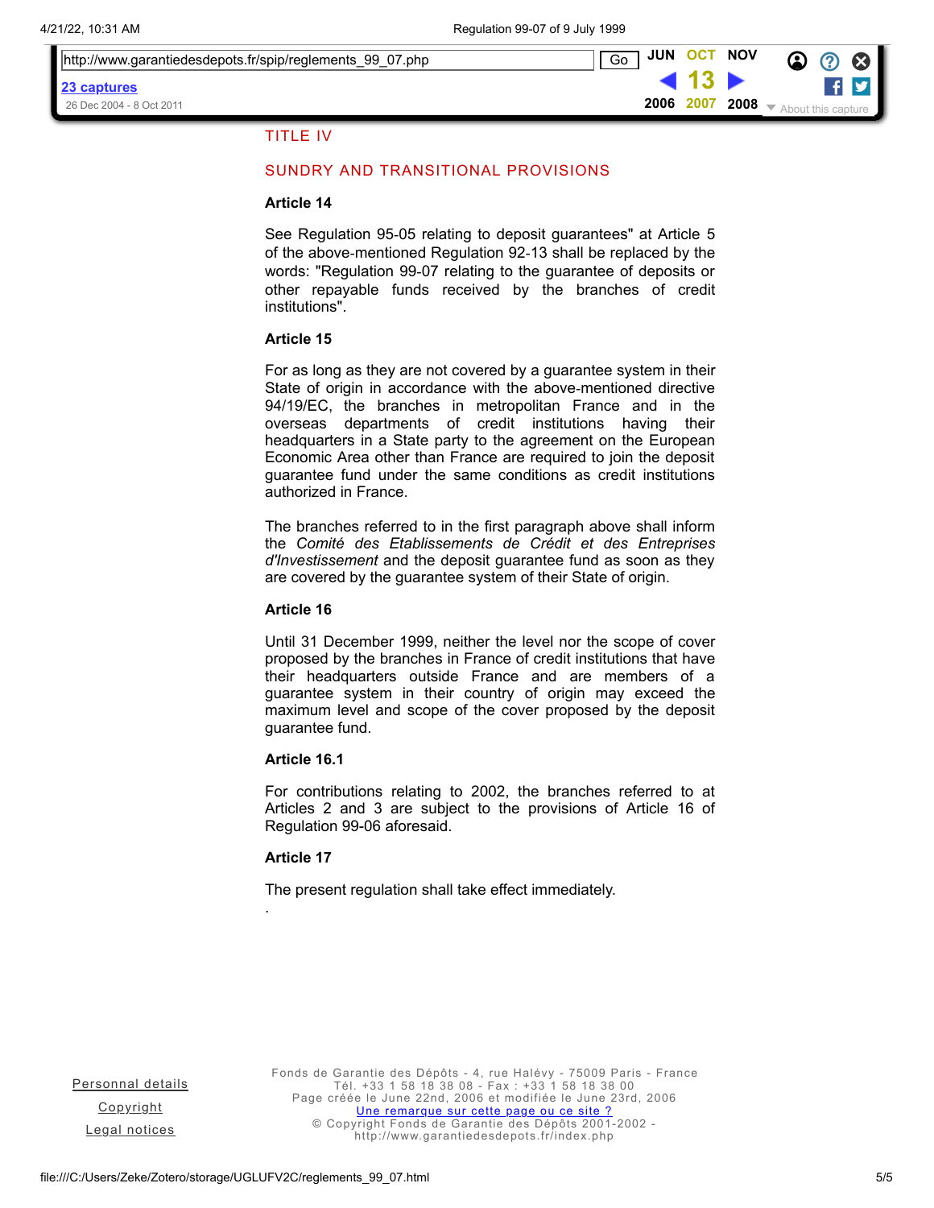## TITLE IV

## SUNDRY AND TRANSITIONAL PROVISIONS

**Article 14**

See Regulation 95-05 relating to deposit guarantees" at Article 5 of the above-mentioned Regulation 92-13 shall be replaced by the words: "Regulation 99-07 relating to the guarantee of deposits or other repayable funds received by the branches of credit institutions".

**Article 15**

For as long as they are not covered by a guarantee system in their State of origin in accordance with the above-mentioned directive 94/19/EC, the branches in metropolitan France and in the overseas departments of credit institutions having their headquarters in a State party to the agreement on the European Economic Area other than France are required to join the deposit guarantee fund under the same conditions as credit institutions authorized in France.

The branches referred to in the first paragraph above shall inform the *Comité des Etablissements de Crédit et des Entreprises d'Investissement* and the deposit guarantee fund as soon as they are covered by the guarantee system of their State of origin.

**Article 16**

Until 31 December 1999, neither the level nor the scope of cover proposed by the branches in France of credit institutions that have their headquarters outside France and are members of a guarantee system in their country of origin may exceed the maximum level and scope of the cover proposed by the deposit guarantee fund.

**Article 16.1**

For contributions relating to 2002, the branches referred to at Articles 2 and 3 are subject to the provisions of Article 16 of Regulation 99-06 aforesaid.

**Article 17**

The present regulation shall take effect immediately.

.

Personnal details

Copyright

Legal notices

Fonds de Garantie des Dépôts - 4, rue Halévy - 75009 Paris - France
Tél. +33 1 58 18 38 08 - Fax : +33 1 58 18 38 00
Page créée le June 22nd, 2006 et modifiée le June 23rd, 2006
Une remarque sur cette page ou ce site ?
© Copyright Fonds de Garantie des Dépôts 2001-2002 - http://www.garantiedesdepots.fr/index.php